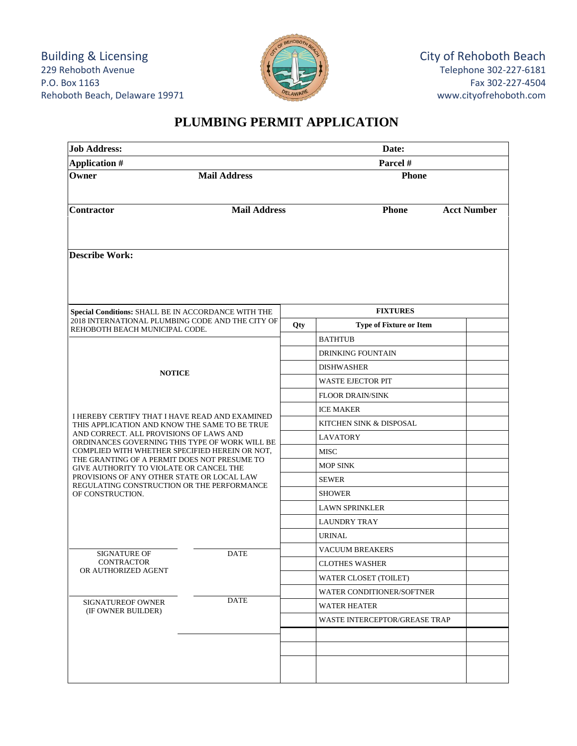Building & Licensing
229 Rehoboth Avenue
P.O. Box 1163
Rehoboth Beach, Delaware 19971

City of Rehoboth Beach
Telephone 302-227-6181
Fax 302-227-4504
www.cityofrehoboth.com

# PLUMBING PERMIT APPLICATION

| **Job Address:** | | **Date:** | |
|---|---|---|---|
| **Application #** | | **Parcel #** | |
| **Owner** | **Mail Address** | **Phone** | |
| | | | |
| **Contractor** | **Mail Address** | **Phone** | **Acct Number** |
| | | | |

**Describe Work:**

**Special Conditions:** SHALL BE IN ACCORDANCE WITH THE 2018 INTERNATIONAL PLUMBING CODE AND THE CITY OF REHOBOTH BEACH MUNICIPAL CODE.

**NOTICE**

I HEREBY CERTIFY THAT I HAVE READ AND EXAMINED THIS APPLICATION AND KNOW THE SAME TO BE TRUE AND CORRECT. ALL PROVISIONS OF LAWS AND ORDINANCES GOVERNING THIS TYPE OF WORK WILL BE COMPLIED WITH WHETHER SPECIFIED HEREIN OR NOT, THE GRANTING OF A PERMIT DOES NOT PRESUME TO GIVE AUTHORITY TO VIOLATE OR CANCEL THE PROVISIONS OF ANY OTHER STATE OR LOCAL LAW REGULATING CONSTRUCTION OR THE PERFORMANCE OF CONSTRUCTION.

| SIGNATURE OF CONTRACTOR OR AUTHORIZED AGENT | DATE |
|---|---|
| SIGNATUREOF OWNER (IF OWNER BUILDER) | DATE |

**FIXTURES**

| Qty | Type of Fixture or Item | |
|---|---|---|
| | BATHTUB | |
| | DRINKING FOUNTAIN | |
| | DISHWASHER | |
| | WASTE EJECTOR PIT | |
| | FLOOR DRAIN/SINK | |
| | ICE MAKER | |
| | KITCHEN SINK & DISPOSAL | |
| | LAVATORY | |
| | MISC | |
| | MOP SINK | |
| | SEWER | |
| | SHOWER | |
| | LAWN SPRINKLER | |
| | LAUNDRY TRAY | |
| | URINAL | |
| | VACUUM BREAKERS | |
| | CLOTHES WASHER | |
| | WATER CLOSET (TOILET) | |
| | WATER CONDITIONER/SOFTNER | |
| | WATER HEATER | |
| | WASTE INTERCEPTOR/GREASE TRAP | |
| | | |
| | | |
| | | |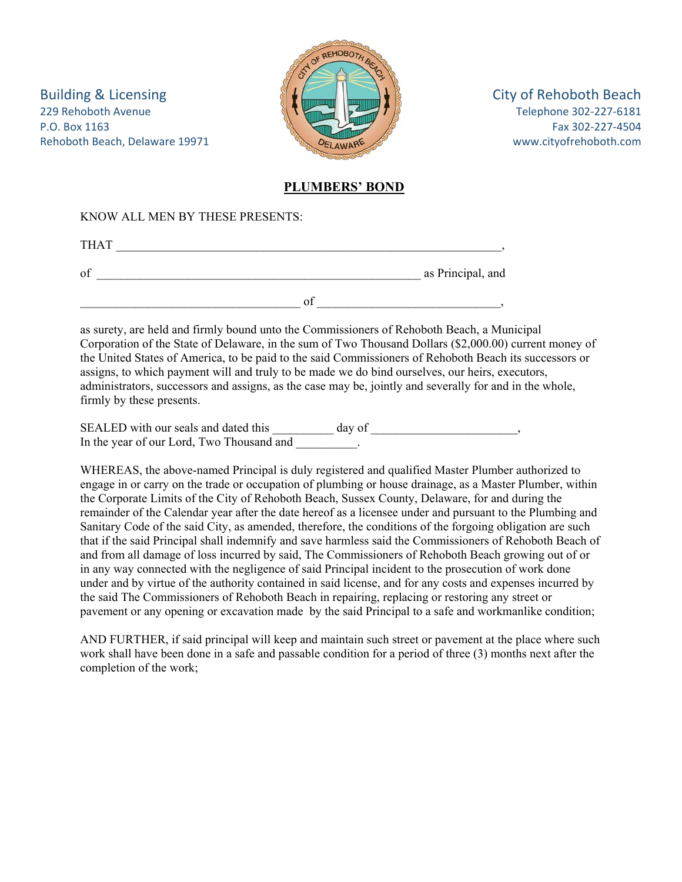Building & Licensing
229 Rehoboth Avenue
P.O. Box 1163
Rehoboth Beach, Delaware 19971

City of Rehoboth Beach
Telephone 302-227-6181
Fax 302-227-4504
www.cityofrehoboth.com

## PLUMBERS' BOND

KNOW ALL MEN BY THESE PRESENTS:

THAT ______________________________________________________________,

of ____________________________________________________ as Principal, and

__________________________________ of ____________________________,

as surety, are held and firmly bound unto the Commissioners of Rehoboth Beach, a Municipal Corporation of the State of Delaware, in the sum of Two Thousand Dollars ($2,000.00) current money of the United States of America, to be paid to the said Commissioners of Rehoboth Beach its successors or assigns, to which payment will and truly to be made we do bind ourselves, our heirs, executors, administrators, successors and assigns, as the case may be, jointly and severally for and in the whole, firmly by these presents.

SEALED with our seals and dated this _________ day of ______________________,
In the year of our Lord, Two Thousand and _________.

WHEREAS, the above-named Principal is duly registered and qualified Master Plumber authorized to engage in or carry on the trade or occupation of plumbing or house drainage, as a Master Plumber, within the Corporate Limits of the City of Rehoboth Beach, Sussex County, Delaware, for and during the remainder of the Calendar year after the date hereof as a licensee under and pursuant to the Plumbing and Sanitary Code of the said City, as amended, therefore, the conditions of the forgoing obligation are such that if the said Principal shall indemnify and save harmless said the Commissioners of Rehoboth Beach of and from all damage of loss incurred by said, The Commissioners of Rehoboth Beach growing out of or in any way connected with the negligence of said Principal incident to the prosecution of work done under and by virtue of the authority contained in said license, and for any costs and expenses incurred by the said The Commissioners of Rehoboth Beach in repairing, replacing or restoring any street or pavement or any opening or excavation made by the said Principal to a safe and workmanlike condition;

AND FURTHER, if said principal will keep and maintain such street or pavement at the place where such work shall have been done in a safe and passable condition for a period of three (3) months next after the completion of the work;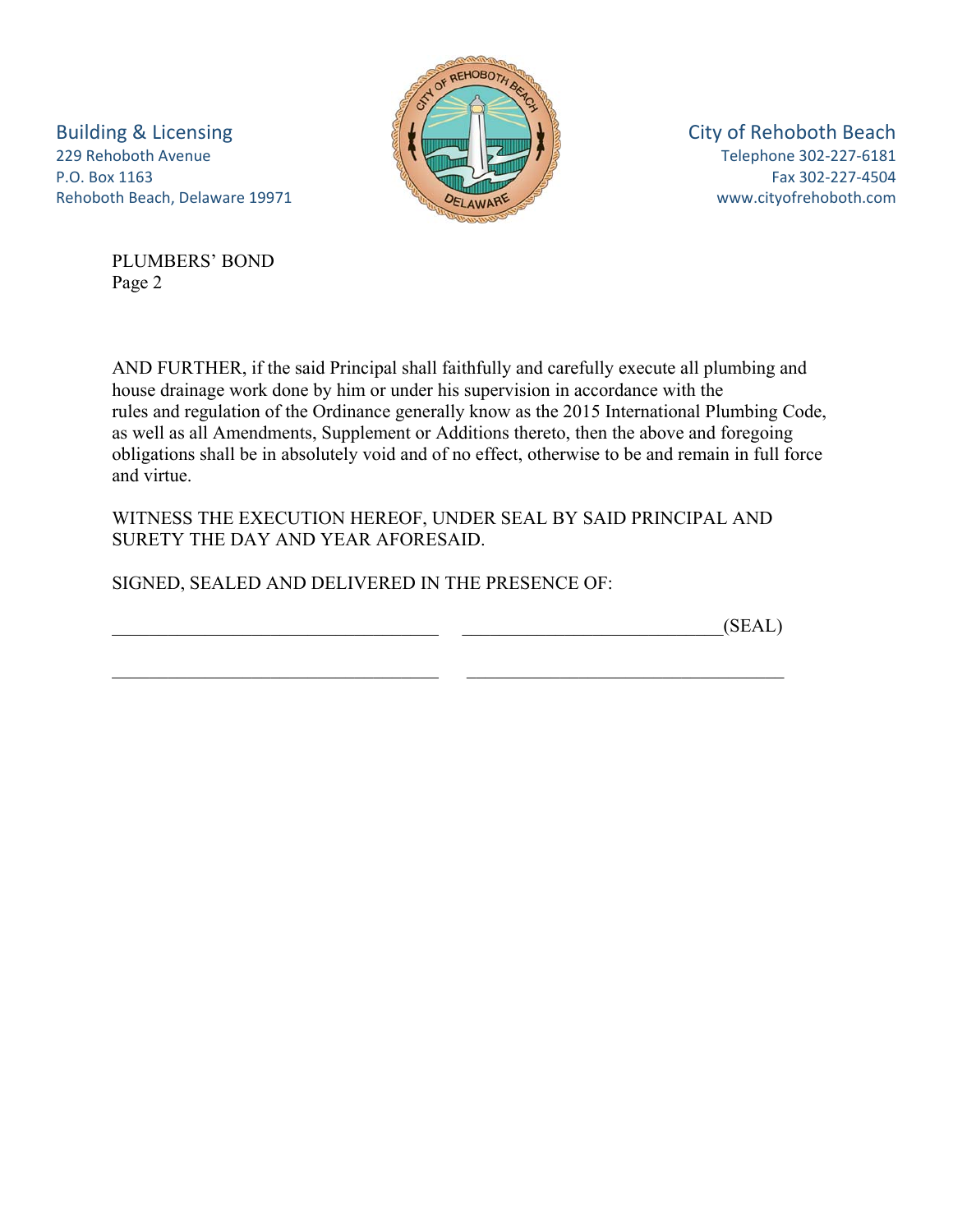Building & Licensing
229 Rehoboth Avenue
P.O. Box 1163
Rehoboth Beach, Delaware 19971

City of Rehoboth Beach
Telephone 302-227-6181
Fax 302-227-4504
www.cityofrehoboth.com

PLUMBERS' BOND
Page 2

AND FURTHER, if the said Principal shall faithfully and carefully execute all plumbing and house drainage work done by him or under his supervision in accordance with the rules and regulation of the Ordinance generally know as the 2015 International Plumbing Code, as well as all Amendments, Supplement or Additions thereto, then the above and foregoing obligations shall be in absolutely void and of no effect, otherwise to be and remain in full force and virtue.

WITNESS THE EXECUTION HEREOF, UNDER SEAL BY SAID PRINCIPAL AND SURETY THE DAY AND YEAR AFORESAID.

SIGNED, SEALED AND DELIVERED IN THE PRESENCE OF:

___________________________________ ___________________________(SEAL)

___________________________________ ___________________________________